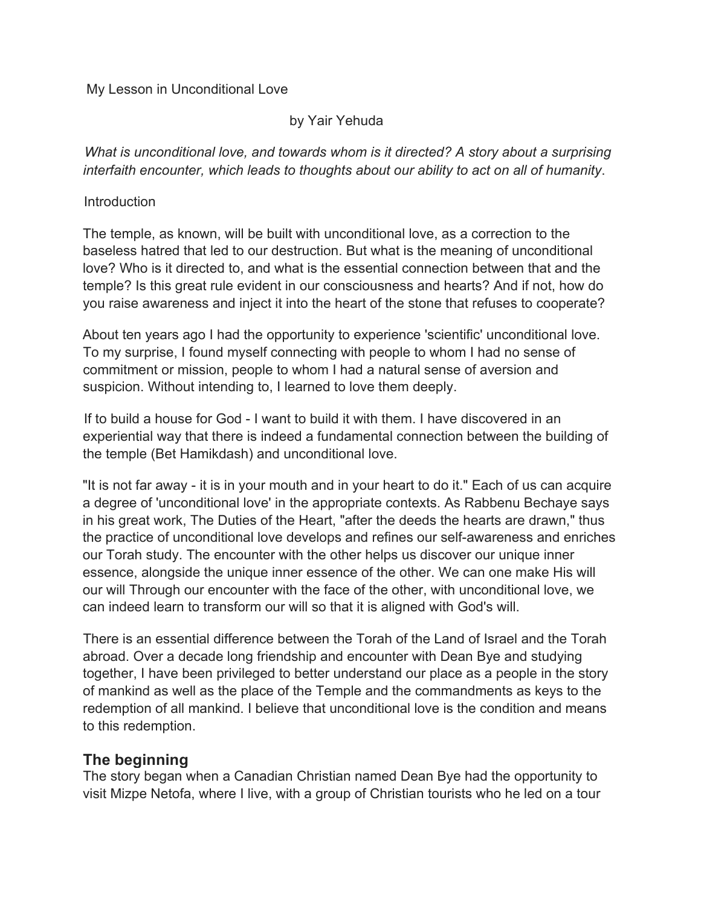My Lesson in Unconditional Love

by Yair Yehuda

*What is unconditional love, and towards whom is it directed? A story about a surprising interfaith encounter, which leads to thoughts about our ability to act on all of humanity*.

Introduction

The temple, as known, will be built with unconditional love, as a correction to the baseless hatred that led to our destruction. But what is the meaning of unconditional love? Who is it directed to, and what is the essential connection between that and the temple? Is this great rule evident in our consciousness and hearts? And if not, how do you raise awareness and inject it into the heart of the stone that refuses to cooperate?

About ten years ago I had the opportunity to experience 'scientific' unconditional love. To my surprise, I found myself connecting with people to whom I had no sense of commitment or mission, people to whom I had a natural sense of aversion and suspicion. Without intending to, I learned to love them deeply.

If to build a house for God - I want to build it with them. I have discovered in an experiential way that there is indeed a fundamental connection between the building of the temple (Bet Hamikdash) and unconditional love.

"It is not far away - it is in your mouth and in your heart to do it." Each of us can acquire a degree of 'unconditional love' in the appropriate contexts. As Rabbenu Bechaye says in his great work, The Duties of the Heart, "after the deeds the hearts are drawn," thus the practice of unconditional love develops and refines our self-awareness and enriches our Torah study. The encounter with the other helps us discover our unique inner essence, alongside the unique inner essence of the other. We can one make His will our will Through our encounter with the face of the other, with unconditional love, we can indeed learn to transform our will so that it is aligned with God's will.

There is an essential difference between the Torah of the Land of Israel and the Torah abroad. Over a decade long friendship and encounter with Dean Bye and studying together, I have been privileged to better understand our place as a people in the story of mankind as well as the place of the Temple and the commandments as keys to the redemption of all mankind. I believe that unconditional love is the condition and means to this redemption.

## The beginning

The story began when a Canadian Christian named Dean Bye had the opportunity to visit Mizpe Netofa, where I live, with a group of Christian tourists who he led on a tour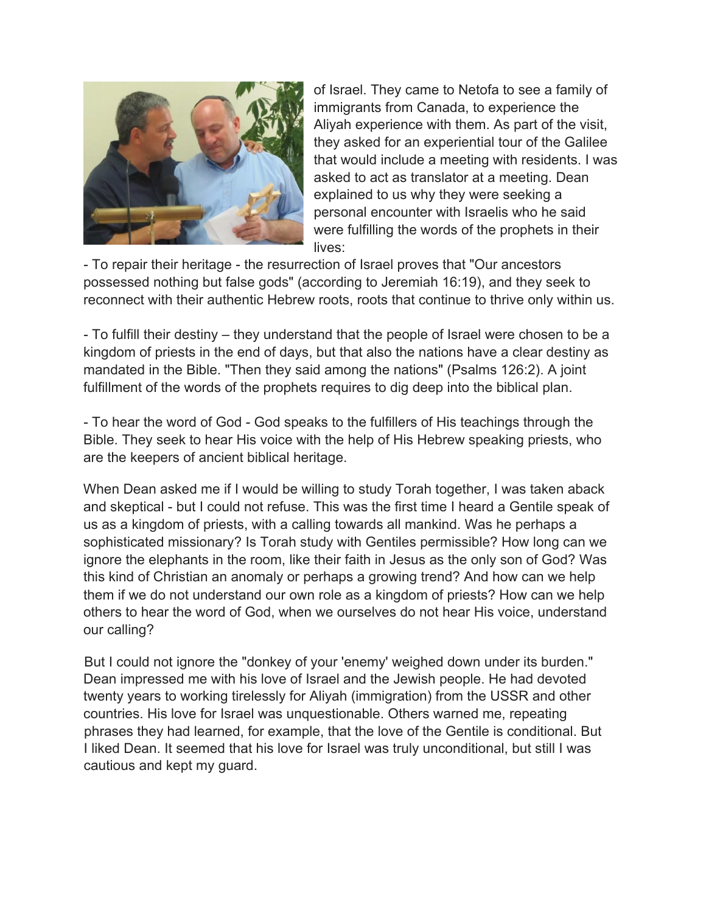of Israel. They came to Netofa to see a family of immigrants from Canada, to experience the Aliyah experience with them. As part of the visit, they asked for an experiential tour of the Galilee that would include a meeting with residents. I was asked to act as translator at a meeting. Dean explained to us why they were seeking a personal encounter with Israelis who he said were fulfilling the words of the prophets in their lives:

- To repair their heritage - the resurrection of Israel proves that "Our ancestors possessed nothing but false gods" (according to Jeremiah 16:19), and they seek to reconnect with their authentic Hebrew roots, roots that continue to thrive only within us.

- To fulfill their destiny – they understand that the people of Israel were chosen to be a kingdom of priests in the end of days, but that also the nations have a clear destiny as mandated in the Bible. "Then they said among the nations" (Psalms 126:2). A joint fulfillment of the words of the prophets requires to dig deep into the biblical plan.

- To hear the word of God - God speaks to the fulfillers of His teachings through the Bible. They seek to hear His voice with the help of His Hebrew speaking priests, who are the keepers of ancient biblical heritage.

When Dean asked me if I would be willing to study Torah together, I was taken aback and skeptical - but I could not refuse. This was the first time I heard a Gentile speak of us as a kingdom of priests, with a calling towards all mankind. Was he perhaps a sophisticated missionary? Is Torah study with Gentiles permissible? How long can we ignore the elephants in the room, like their faith in Jesus as the only son of God? Was this kind of Christian an anomaly or perhaps a growing trend? And how can we help them if we do not understand our own role as a kingdom of priests? How can we help others to hear the word of God, when we ourselves do not hear His voice, understand our calling?

But I could not ignore the "donkey of your 'enemy' weighed down under its burden." Dean impressed me with his love of Israel and the Jewish people. He had devoted twenty years to working tirelessly for Aliyah (immigration) from the USSR and other countries. His love for Israel was unquestionable. Others warned me, repeating phrases they had learned, for example, that the love of the Gentile is conditional. But I liked Dean. It seemed that his love for Israel was truly unconditional, but still I was cautious and kept my guard.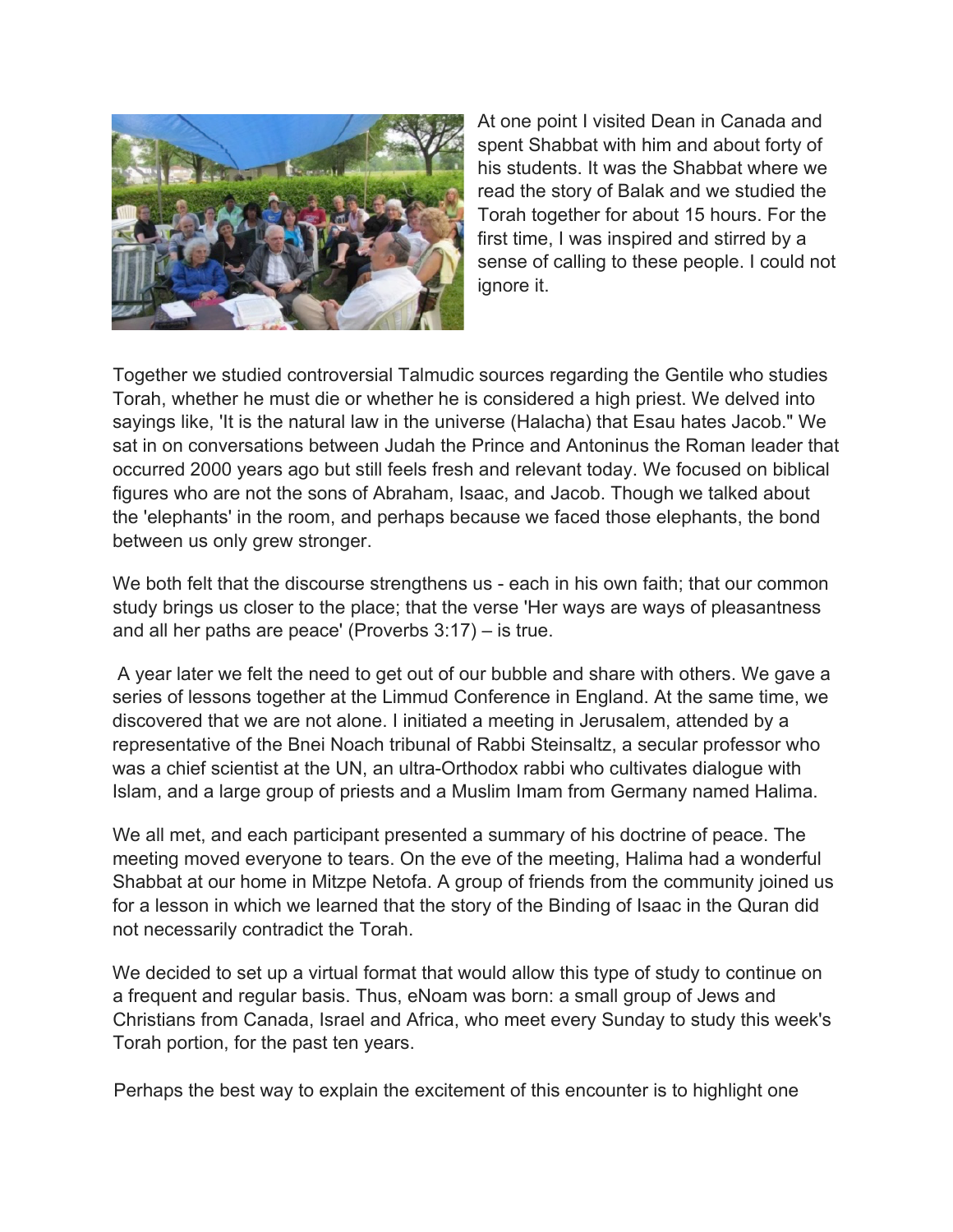At one point I visited Dean in Canada and spent Shabbat with him and about forty of his students. It was the Shabbat where we read the story of Balak and we studied the Torah together for about 15 hours. For the first time, I was inspired and stirred by a sense of calling to these people. I could not ignore it.

Together we studied controversial Talmudic sources regarding the Gentile who studies Torah, whether he must die or whether he is considered a high priest. We delved into sayings like, 'It is the natural law in the universe (Halacha) that Esau hates Jacob." We sat in on conversations between Judah the Prince and Antoninus the Roman leader that occurred 2000 years ago but still feels fresh and relevant today. We focused on biblical figures who are not the sons of Abraham, Isaac, and Jacob. Though we talked about the 'elephants' in the room, and perhaps because we faced those elephants, the bond between us only grew stronger.

We both felt that the discourse strengthens us - each in his own faith; that our common study brings us closer to the place; that the verse 'Her ways are ways of pleasantness and all her paths are peace' (Proverbs 3:17) – is true.

A year later we felt the need to get out of our bubble and share with others. We gave a series of lessons together at the Limmud Conference in England. At the same time, we discovered that we are not alone. I initiated a meeting in Jerusalem, attended by a representative of the Bnei Noach tribunal of Rabbi Steinsaltz, a secular professor who was a chief scientist at the UN, an ultra-Orthodox rabbi who cultivates dialogue with Islam, and a large group of priests and a Muslim Imam from Germany named Halima.

We all met, and each participant presented a summary of his doctrine of peace. The meeting moved everyone to tears. On the eve of the meeting, Halima had a wonderful Shabbat at our home in Mitzpe Netofa. A group of friends from the community joined us for a lesson in which we learned that the story of the Binding of Isaac in the Quran did not necessarily contradict the Torah.

We decided to set up a virtual format that would allow this type of study to continue on a frequent and regular basis. Thus, eNoam was born: a small group of Jews and Christians from Canada, Israel and Africa, who meet every Sunday to study this week's Torah portion, for the past ten years.

Perhaps the best way to explain the excitement of this encounter is to highlight one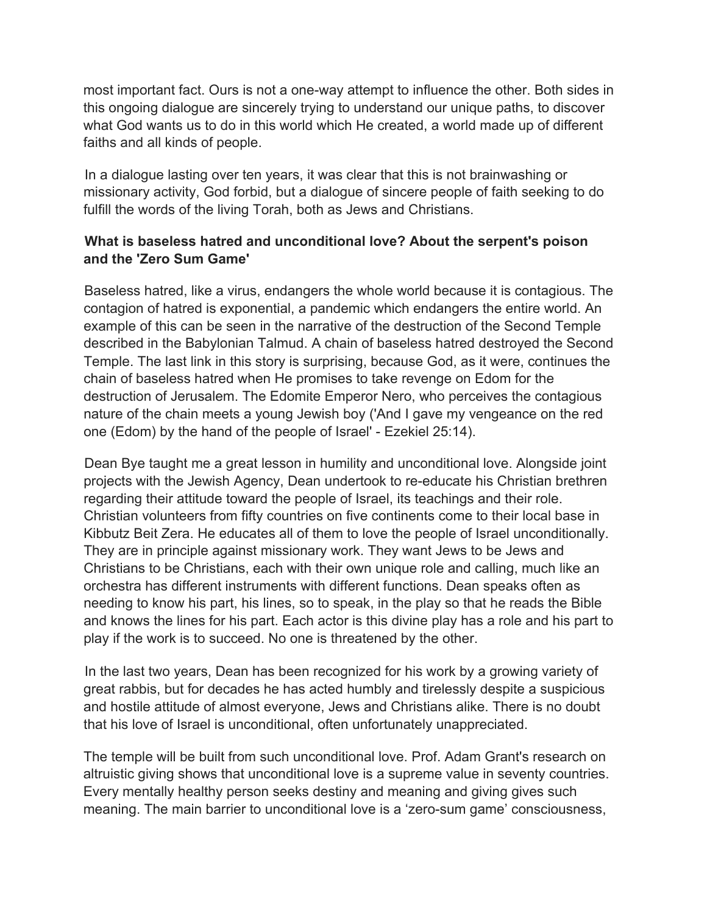most important fact. Ours is not a one-way attempt to influence the other. Both sides in this ongoing dialogue are sincerely trying to understand our unique paths, to discover what God wants us to do in this world which He created, a world made up of different faiths and all kinds of people.

In a dialogue lasting over ten years, it was clear that this is not brainwashing or missionary activity, God forbid, but a dialogue of sincere people of faith seeking to do fulfill the words of the living Torah, both as Jews and Christians.

**What is baseless hatred and unconditional love? About the serpent's poison and the 'Zero Sum Game'**

Baseless hatred, like a virus, endangers the whole world because it is contagious. The contagion of hatred is exponential, a pandemic which endangers the entire world. An example of this can be seen in the narrative of the destruction of the Second Temple described in the Babylonian Talmud. A chain of baseless hatred destroyed the Second Temple. The last link in this story is surprising, because God, as it were, continues the chain of baseless hatred when He promises to take revenge on Edom for the destruction of Jerusalem. The Edomite Emperor Nero, who perceives the contagious nature of the chain meets a young Jewish boy ('And I gave my vengeance on the red one (Edom) by the hand of the people of Israel' - Ezekiel 25:14).

Dean Bye taught me a great lesson in humility and unconditional love. Alongside joint projects with the Jewish Agency, Dean undertook to re-educate his Christian brethren regarding their attitude toward the people of Israel, its teachings and their role. Christian volunteers from fifty countries on five continents come to their local base in Kibbutz Beit Zera. He educates all of them to love the people of Israel unconditionally. They are in principle against missionary work. They want Jews to be Jews and Christians to be Christians, each with their own unique role and calling, much like an orchestra has different instruments with different functions. Dean speaks often as needing to know his part, his lines, so to speak, in the play so that he reads the Bible and knows the lines for his part. Each actor is this divine play has a role and his part to play if the work is to succeed. No one is threatened by the other.

In the last two years, Dean has been recognized for his work by a growing variety of great rabbis, but for decades he has acted humbly and tirelessly despite a suspicious and hostile attitude of almost everyone, Jews and Christians alike. There is no doubt that his love of Israel is unconditional, often unfortunately unappreciated.

The temple will be built from such unconditional love. Prof. Adam Grant's research on altruistic giving shows that unconditional love is a supreme value in seventy countries. Every mentally healthy person seeks destiny and meaning and giving gives such meaning. The main barrier to unconditional love is a 'zero-sum game' consciousness,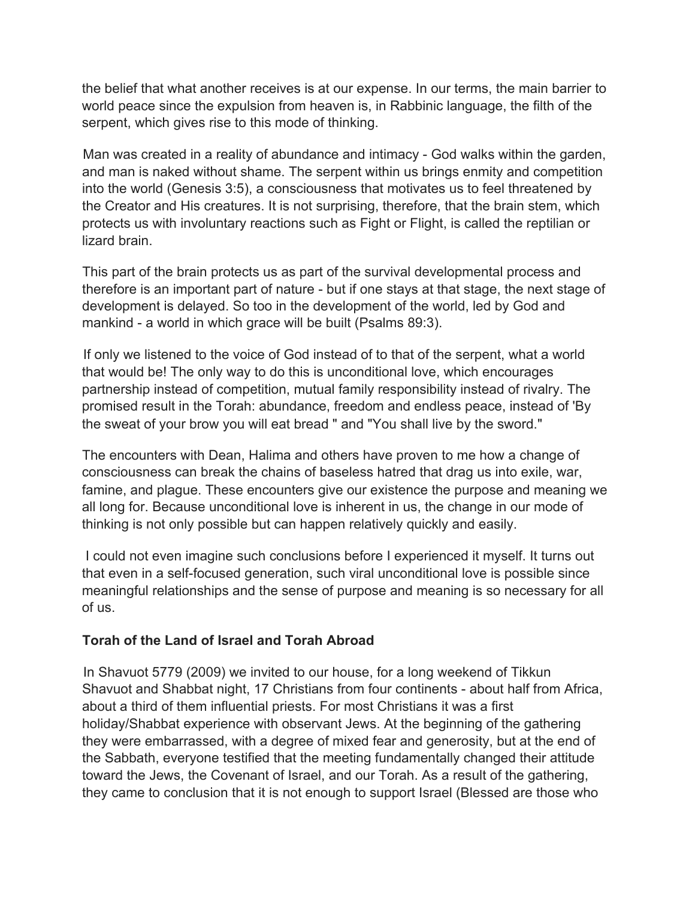the belief that what another receives is at our expense. In our terms, the main barrier to world peace since the expulsion from heaven is, in Rabbinic language, the filth of the serpent, which gives rise to this mode of thinking.

Man was created in a reality of abundance and intimacy - God walks within the garden, and man is naked without shame. The serpent within us brings enmity and competition into the world (Genesis 3:5), a consciousness that motivates us to feel threatened by the Creator and His creatures. It is not surprising, therefore, that the brain stem, which protects us with involuntary reactions such as Fight or Flight, is called the reptilian or lizard brain.

This part of the brain protects us as part of the survival developmental process and therefore is an important part of nature - but if one stays at that stage, the next stage of development is delayed. So too in the development of the world, led by God and mankind - a world in which grace will be built (Psalms 89:3).

If only we listened to the voice of God instead of to that of the serpent, what a world that would be! The only way to do this is unconditional love, which encourages partnership instead of competition, mutual family responsibility instead of rivalry. The promised result in the Torah: abundance, freedom and endless peace, instead of 'By the sweat of your brow you will eat bread " and "You shall live by the sword."

The encounters with Dean, Halima and others have proven to me how a change of consciousness can break the chains of baseless hatred that drag us into exile, war, famine, and plague. These encounters give our existence the purpose and meaning we all long for. Because unconditional love is inherent in us, the change in our mode of thinking is not only possible but can happen relatively quickly and easily.

I could not even imagine such conclusions before I experienced it myself. It turns out that even in a self-focused generation, such viral unconditional love is possible since meaningful relationships and the sense of purpose and meaning is so necessary for all of us.

**Torah of the Land of Israel and Torah Abroad**

In Shavuot 5779 (2009) we invited to our house, for a long weekend of Tikkun Shavuot and Shabbat night, 17 Christians from four continents - about half from Africa, about a third of them influential priests. For most Christians it was a first holiday/Shabbat experience with observant Jews. At the beginning of the gathering they were embarrassed, with a degree of mixed fear and generosity, but at the end of the Sabbath, everyone testified that the meeting fundamentally changed their attitude toward the Jews, the Covenant of Israel, and our Torah. As a result of the gathering, they came to conclusion that it is not enough to support Israel (Blessed are those who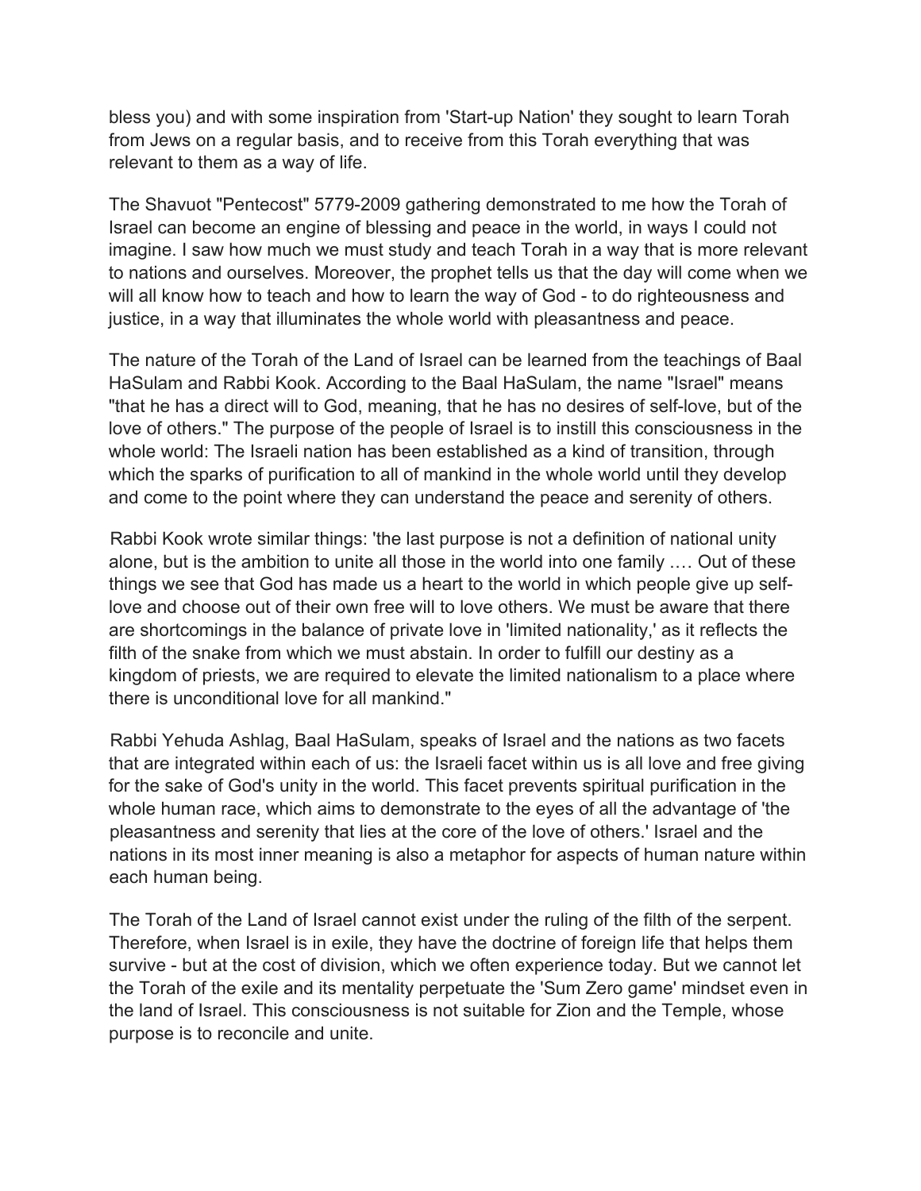bless you) and with some inspiration from 'Start-up Nation' they sought to learn Torah from Jews on a regular basis, and to receive from this Torah everything that was relevant to them as a way of life.

The Shavuot "Pentecost" 5779-2009 gathering demonstrated to me how the Torah of Israel can become an engine of blessing and peace in the world, in ways I could not imagine. I saw how much we must study and teach Torah in a way that is more relevant to nations and ourselves. Moreover, the prophet tells us that the day will come when we will all know how to teach and how to learn the way of God - to do righteousness and justice, in a way that illuminates the whole world with pleasantness and peace.

The nature of the Torah of the Land of Israel can be learned from the teachings of Baal HaSulam and Rabbi Kook. According to the Baal HaSulam, the name "Israel" means "that he has a direct will to God, meaning, that he has no desires of self-love, but of the love of others." The purpose of the people of Israel is to instill this consciousness in the whole world: The Israeli nation has been established as a kind of transition, through which the sparks of purification to all of mankind in the whole world until they develop and come to the point where they can understand the peace and serenity of others.

Rabbi Kook wrote similar things: 'the last purpose is not a definition of national unity alone, but is the ambition to unite all those in the world into one family …. Out of these things we see that God has made us a heart to the world in which people give up self-love and choose out of their own free will to love others. We must be aware that there are shortcomings in the balance of private love in 'limited nationality,' as it reflects the filth of the snake from which we must abstain. In order to fulfill our destiny as a kingdom of priests, we are required to elevate the limited nationalism to a place where there is unconditional love for all mankind."

Rabbi Yehuda Ashlag, Baal HaSulam, speaks of Israel and the nations as two facets that are integrated within each of us: the Israeli facet within us is all love and free giving for the sake of God's unity in the world. This facet prevents spiritual purification in the whole human race, which aims to demonstrate to the eyes of all the advantage of 'the pleasantness and serenity that lies at the core of the love of others.' Israel and the nations in its most inner meaning is also a metaphor for aspects of human nature within each human being.

The Torah of the Land of Israel cannot exist under the ruling of the filth of the serpent. Therefore, when Israel is in exile, they have the doctrine of foreign life that helps them survive - but at the cost of division, which we often experience today. But we cannot let the Torah of the exile and its mentality perpetuate the 'Sum Zero game' mindset even in the land of Israel. This consciousness is not suitable for Zion and the Temple, whose purpose is to reconcile and unite.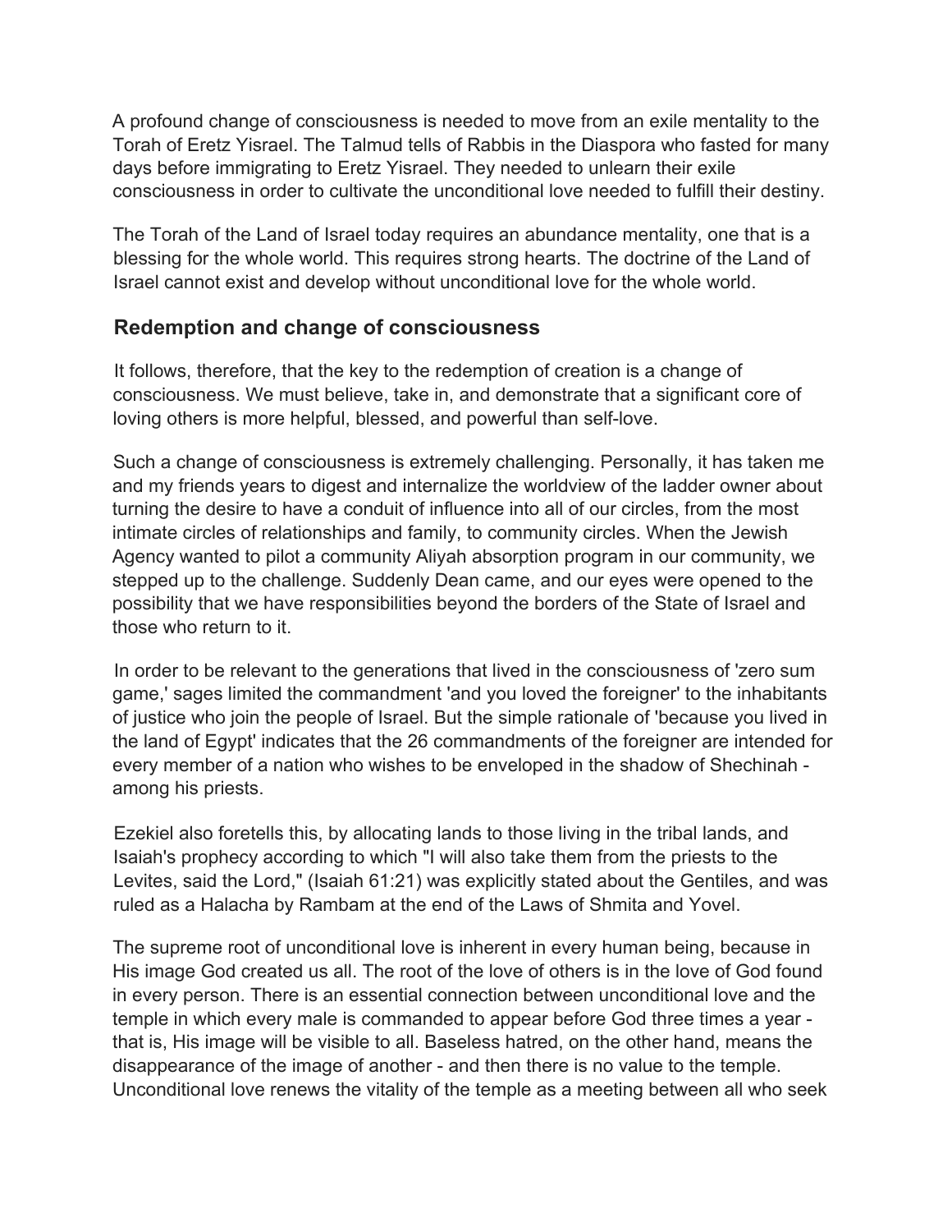A profound change of consciousness is needed to move from an exile mentality to the Torah of Eretz Yisrael. The Talmud tells of Rabbis in the Diaspora who fasted for many days before immigrating to Eretz Yisrael. They needed to unlearn their exile consciousness in order to cultivate the unconditional love needed to fulfill their destiny.

The Torah of the Land of Israel today requires an abundance mentality, one that is a blessing for the whole world. This requires strong hearts. The doctrine of the Land of Israel cannot exist and develop without unconditional love for the whole world.

## Redemption and change of consciousness

It follows, therefore, that the key to the redemption of creation is a change of consciousness. We must believe, take in, and demonstrate that a significant core of loving others is more helpful, blessed, and powerful than self-love.

Such a change of consciousness is extremely challenging. Personally, it has taken me and my friends years to digest and internalize the worldview of the ladder owner about turning the desire to have a conduit of influence into all of our circles, from the most intimate circles of relationships and family, to community circles. When the Jewish Agency wanted to pilot a community Aliyah absorption program in our community, we stepped up to the challenge. Suddenly Dean came, and our eyes were opened to the possibility that we have responsibilities beyond the borders of the State of Israel and those who return to it.

In order to be relevant to the generations that lived in the consciousness of 'zero sum game,' sages limited the commandment 'and you loved the foreigner' to the inhabitants of justice who join the people of Israel. But the simple rationale of 'because you lived in the land of Egypt' indicates that the 26 commandments of the foreigner are intended for every member of a nation who wishes to be enveloped in the shadow of Shechinah - among his priests.

Ezekiel also foretells this, by allocating lands to those living in the tribal lands, and Isaiah's prophecy according to which "I will also take them from the priests to the Levites, said the Lord," (Isaiah 61:21) was explicitly stated about the Gentiles, and was ruled as a Halacha by Rambam at the end of the Laws of Shmita and Yovel.

The supreme root of unconditional love is inherent in every human being, because in His image God created us all. The root of the love of others is in the love of God found in every person. There is an essential connection between unconditional love and the temple in which every male is commanded to appear before God three times a year - that is, His image will be visible to all. Baseless hatred, on the other hand, means the disappearance of the image of another - and then there is no value to the temple. Unconditional love renews the vitality of the temple as a meeting between all who seek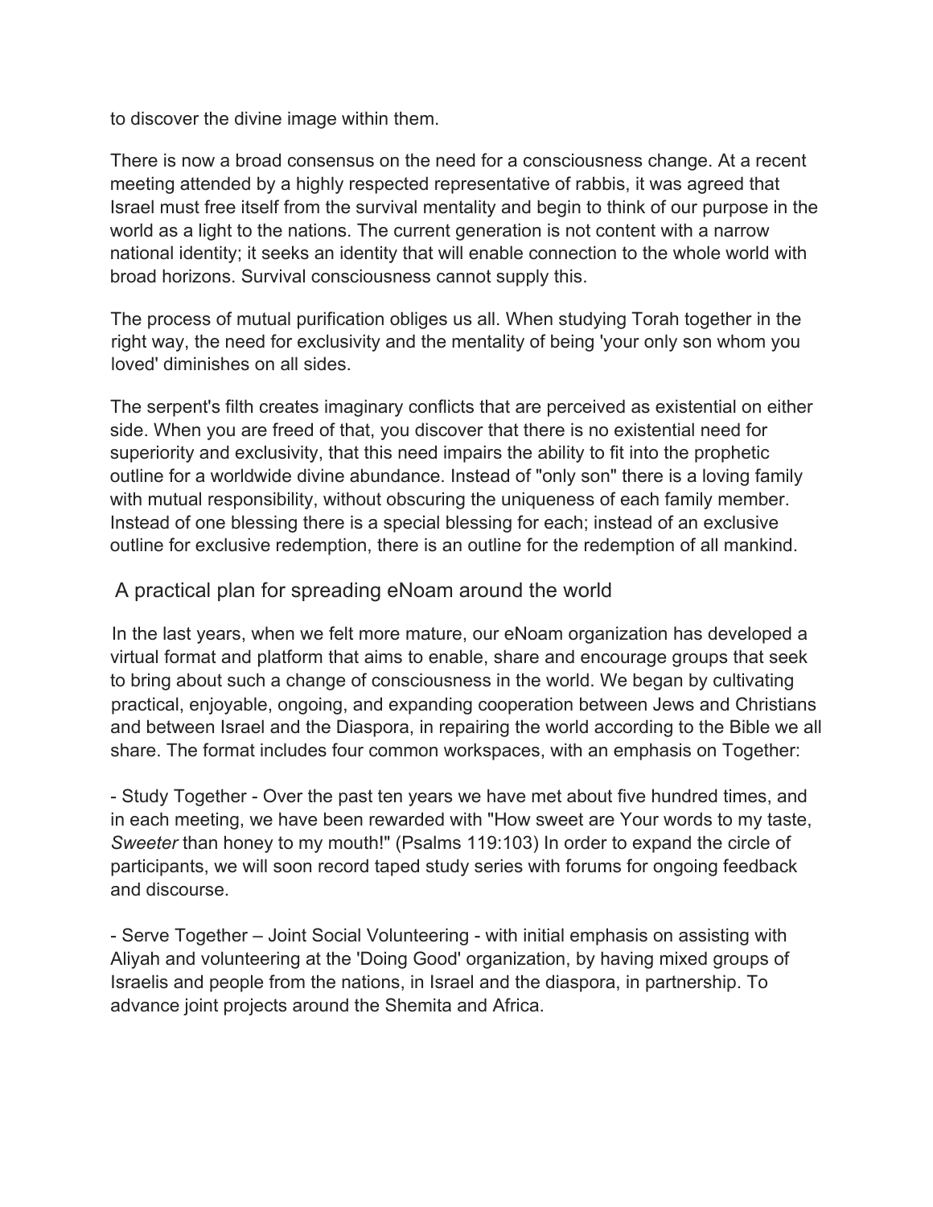to discover the divine image within them.

There is now a broad consensus on the need for a consciousness change. At a recent meeting attended by a highly respected representative of rabbis, it was agreed that Israel must free itself from the survival mentality and begin to think of our purpose in the world as a light to the nations. The current generation is not content with a narrow national identity; it seeks an identity that will enable connection to the whole world with broad horizons. Survival consciousness cannot supply this.

The process of mutual purification obliges us all. When studying Torah together in the right way, the need for exclusivity and the mentality of being 'your only son whom you loved' diminishes on all sides.

The serpent's filth creates imaginary conflicts that are perceived as existential on either side. When you are freed of that, you discover that there is no existential need for superiority and exclusivity, that this need impairs the ability to fit into the prophetic outline for a worldwide divine abundance. Instead of "only son" there is a loving family with mutual responsibility, without obscuring the uniqueness of each family member. Instead of one blessing there is a special blessing for each; instead of an exclusive outline for exclusive redemption, there is an outline for the redemption of all mankind.

## A practical plan for spreading eNoam around the world

In the last years, when we felt more mature, our eNoam organization has developed a virtual format and platform that aims to enable, share and encourage groups that seek to bring about such a change of consciousness in the world. We began by cultivating practical, enjoyable, ongoing, and expanding cooperation between Jews and Christians and between Israel and the Diaspora, in repairing the world according to the Bible we all share. The format includes four common workspaces, with an emphasis on Together:

- Study Together - Over the past ten years we have met about five hundred times, and in each meeting, we have been rewarded with "How sweet are Your words to my taste, *Sweeter* than honey to my mouth!" (Psalms 119:103) In order to expand the circle of participants, we will soon record taped study series with forums for ongoing feedback and discourse.

- Serve Together – Joint Social Volunteering - with initial emphasis on assisting with Aliyah and volunteering at the 'Doing Good' organization, by having mixed groups of Israelis and people from the nations, in Israel and the diaspora, in partnership. To advance joint projects around the Shemita and Africa.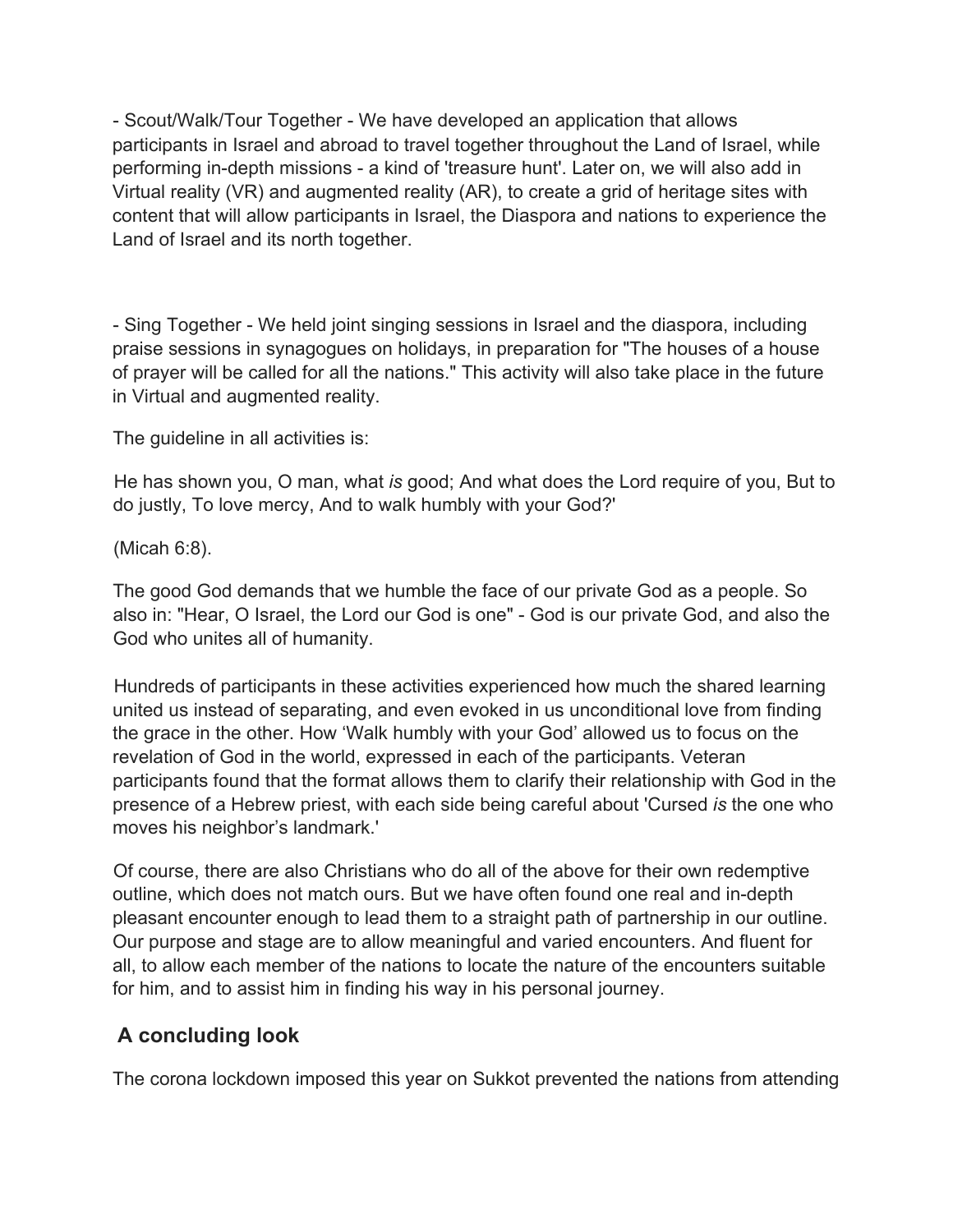- Scout/Walk/Tour Together - We have developed an application that allows participants in Israel and abroad to travel together throughout the Land of Israel, while performing in-depth missions - a kind of 'treasure hunt'. Later on, we will also add in Virtual reality (VR) and augmented reality (AR), to create a grid of heritage sites with content that will allow participants in Israel, the Diaspora and nations to experience the Land of Israel and its north together.

- Sing Together - We held joint singing sessions in Israel and the diaspora, including praise sessions in synagogues on holidays, in preparation for "The houses of a house of prayer will be called for all the nations." This activity will also take place in the future in Virtual and augmented reality.

The guideline in all activities is:

He has shown you, O man, what *is* good; And what does the Lord require of you, But to do justly, To love mercy, And to walk humbly with your God?'

(Micah 6:8).

The good God demands that we humble the face of our private God as a people. So also in: "Hear, O Israel, the Lord our God is one" - God is our private God, and also the God who unites all of humanity.

Hundreds of participants in these activities experienced how much the shared learning united us instead of separating, and even evoked in us unconditional love from finding the grace in the other. How 'Walk humbly with your God' allowed us to focus on the revelation of God in the world, expressed in each of the participants. Veteran participants found that the format allows them to clarify their relationship with God in the presence of a Hebrew priest, with each side being careful about 'Cursed *is* the one who moves his neighbor's landmark.'

Of course, there are also Christians who do all of the above for their own redemptive outline, which does not match ours. But we have often found one real and in-depth pleasant encounter enough to lead them to a straight path of partnership in our outline. Our purpose and stage are to allow meaningful and varied encounters. And fluent for all, to allow each member of the nations to locate the nature of the encounters suitable for him, and to assist him in finding his way in his personal journey.

## A concluding look

The corona lockdown imposed this year on Sukkot prevented the nations from attending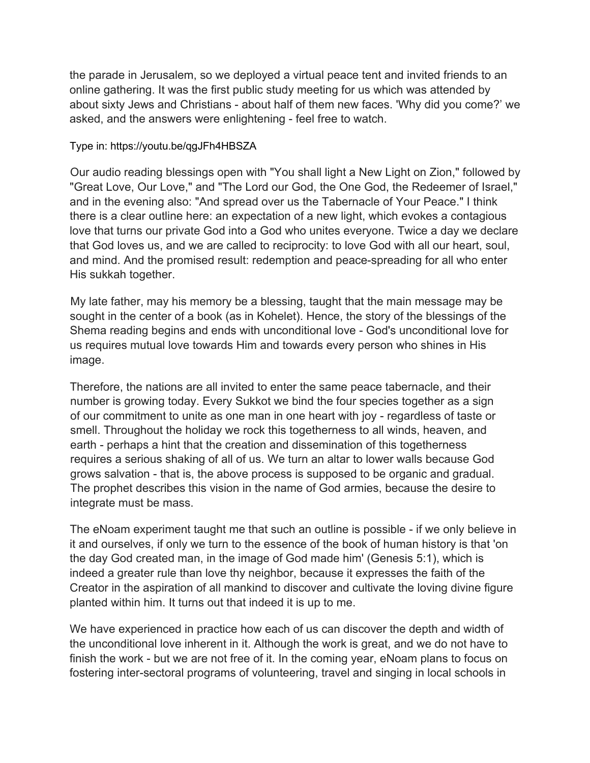the parade in Jerusalem, so we deployed a virtual peace tent and invited friends to an online gathering. It was the first public study meeting for us which was attended by about sixty Jews and Christians - about half of them new faces. 'Why did you come?' we asked, and the answers were enlightening - feel free to watch.

Type in: https://youtu.be/qgJFh4HBSZA

Our audio reading blessings open with "You shall light a New Light on Zion," followed by "Great Love, Our Love," and "The Lord our God, the One God, the Redeemer of Israel," and in the evening also: "And spread over us the Tabernacle of Your Peace." I think there is a clear outline here: an expectation of a new light, which evokes a contagious love that turns our private God into a God who unites everyone. Twice a day we declare that God loves us, and we are called to reciprocity: to love God with all our heart, soul, and mind. And the promised result: redemption and peace-spreading for all who enter His sukkah together.

My late father, may his memory be a blessing, taught that the main message may be sought in the center of a book (as in Kohelet). Hence, the story of the blessings of the Shema reading begins and ends with unconditional love - God's unconditional love for us requires mutual love towards Him and towards every person who shines in His image.

Therefore, the nations are all invited to enter the same peace tabernacle, and their number is growing today. Every Sukkot we bind the four species together as a sign of our commitment to unite as one man in one heart with joy - regardless of taste or smell. Throughout the holiday we rock this togetherness to all winds, heaven, and earth - perhaps a hint that the creation and dissemination of this togetherness requires a serious shaking of all of us. We turn an altar to lower walls because God grows salvation - that is, the above process is supposed to be organic and gradual. The prophet describes this vision in the name of God armies, because the desire to integrate must be mass.

The eNoam experiment taught me that such an outline is possible - if we only believe in it and ourselves, if only we turn to the essence of the book of human history is that 'on the day God created man, in the image of God made him' (Genesis 5:1), which is indeed a greater rule than love thy neighbor, because it expresses the faith of the Creator in the aspiration of all mankind to discover and cultivate the loving divine figure planted within him. It turns out that indeed it is up to me.

We have experienced in practice how each of us can discover the depth and width of the unconditional love inherent in it. Although the work is great, and we do not have to finish the work - but we are not free of it. In the coming year, eNoam plans to focus on fostering inter-sectoral programs of volunteering, travel and singing in local schools in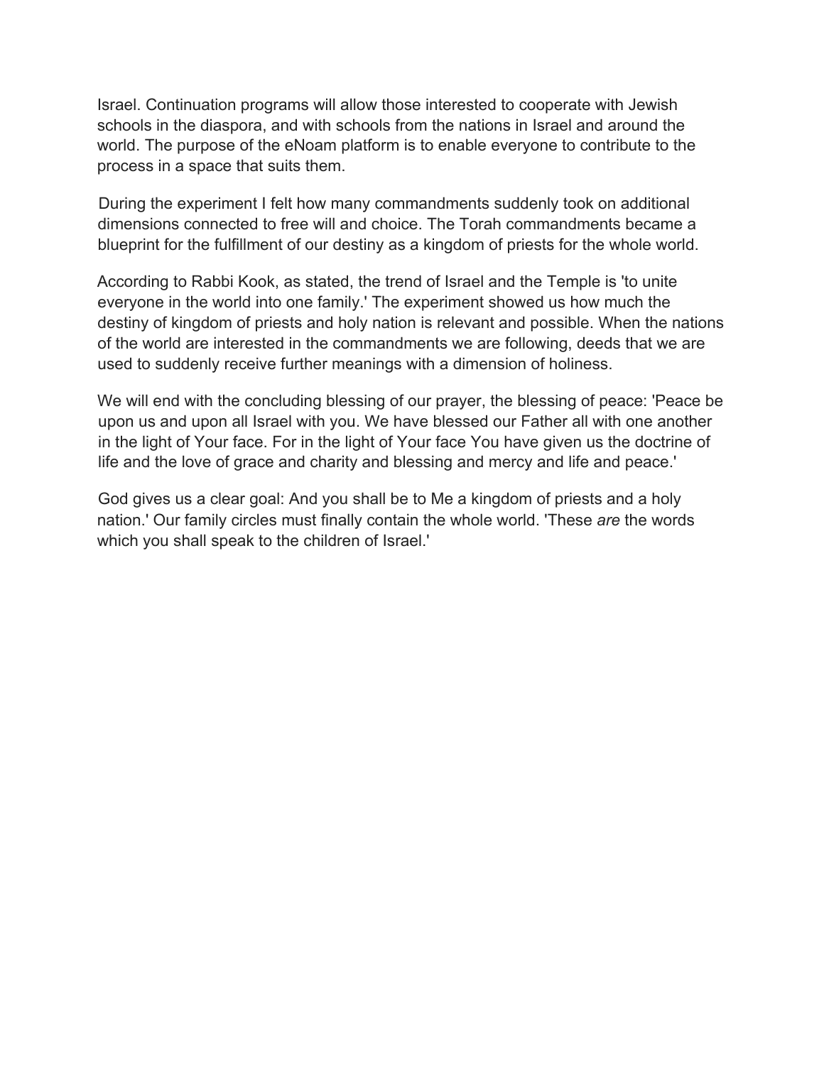Israel. Continuation programs will allow those interested to cooperate with Jewish schools in the diaspora, and with schools from the nations in Israel and around the world. The purpose of the eNoam platform is to enable everyone to contribute to the process in a space that suits them.

During the experiment I felt how many commandments suddenly took on additional dimensions connected to free will and choice. The Torah commandments became a blueprint for the fulfillment of our destiny as a kingdom of priests for the whole world.

According to Rabbi Kook, as stated, the trend of Israel and the Temple is 'to unite everyone in the world into one family.' The experiment showed us how much the destiny of kingdom of priests and holy nation is relevant and possible. When the nations of the world are interested in the commandments we are following, deeds that we are used to suddenly receive further meanings with a dimension of holiness.

We will end with the concluding blessing of our prayer, the blessing of peace: 'Peace be upon us and upon all Israel with you. We have blessed our Father all with one another in the light of Your face. For in the light of Your face You have given us the doctrine of life and the love of grace and charity and blessing and mercy and life and peace.'

God gives us a clear goal: And you shall be to Me a kingdom of priests and a holy nation.' Our family circles must finally contain the whole world. 'These *are* the words which you shall speak to the children of Israel.'